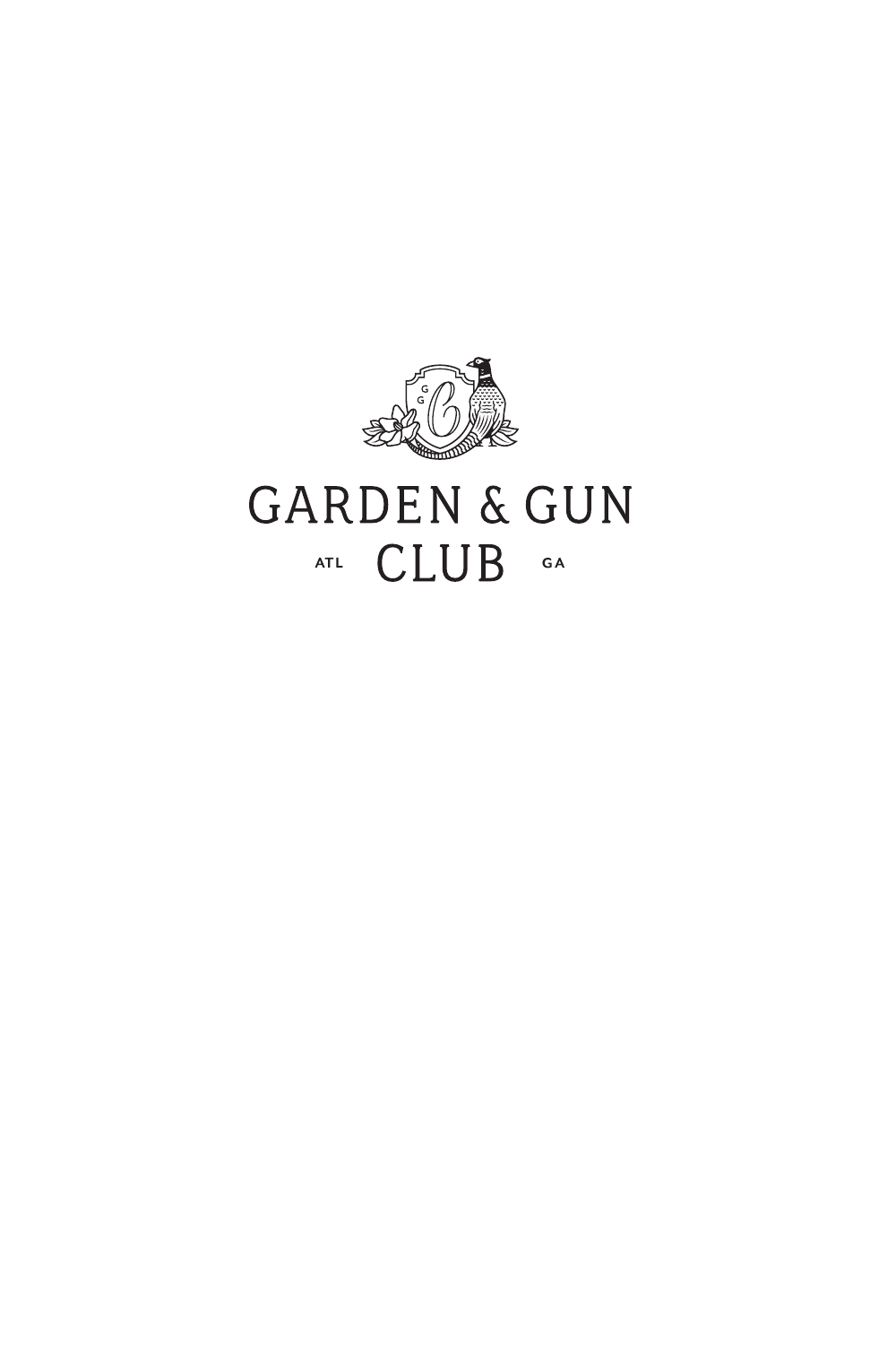# GARDEN & GUN CLUB

ATL GA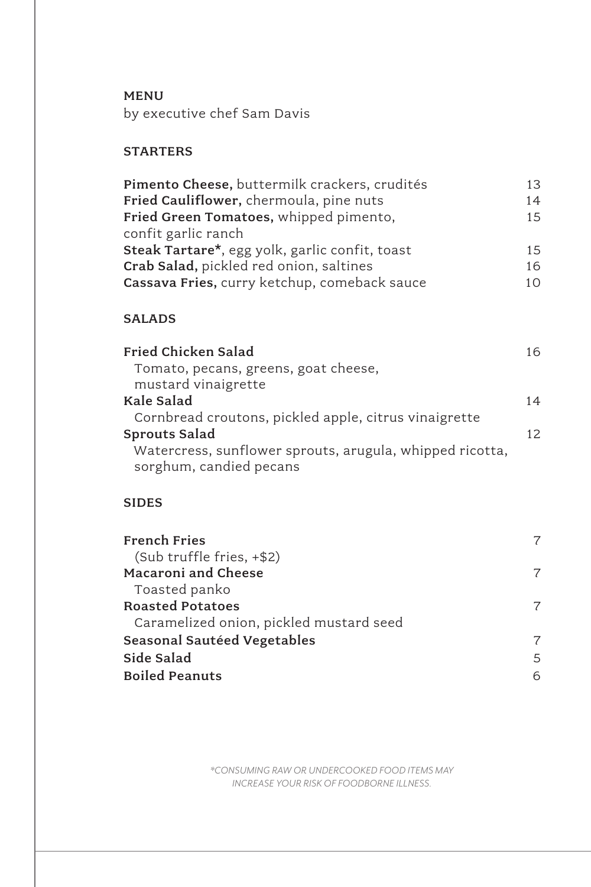**MENU**
by executive chef Sam Davis

## STARTERS

**Pimento Cheese,** buttermilk crackers, crudités 13
**Fried Cauliflower,** chermoula, pine nuts 14
**Fried Green Tomatoes,** whipped pimento, confit garlic ranch 15
**Steak Tartare***, egg yolk, garlic confit, toast 15
**Crab Salad,** pickled red onion, saltines 16
**Cassava Fries,** curry ketchup, comeback sauce 10

## SALADS

**Fried Chicken Salad** 16
Tomato, pecans, greens, goat cheese, mustard vinaigrette

**Kale Salad** 14
Cornbread croutons, pickled apple, citrus vinaigrette

**Sprouts Salad** 12
Watercress, sunflower sprouts, arugula, whipped ricotta, sorghum, candied pecans

## SIDES

**French Fries** 7
(Sub truffle fries, +$2)

**Macaroni and Cheese** 7
Toasted panko

**Roasted Potatoes** 7
Caramelized onion, pickled mustard seed

**Seasonal Sautéed Vegetables** 7

**Side Salad** 5

**Boiled Peanuts** 6

*\*CONSUMING RAW OR UNDERCOOKED FOOD ITEMS MAY INCREASE YOUR RISK OF FOODBORNE ILLNESS.*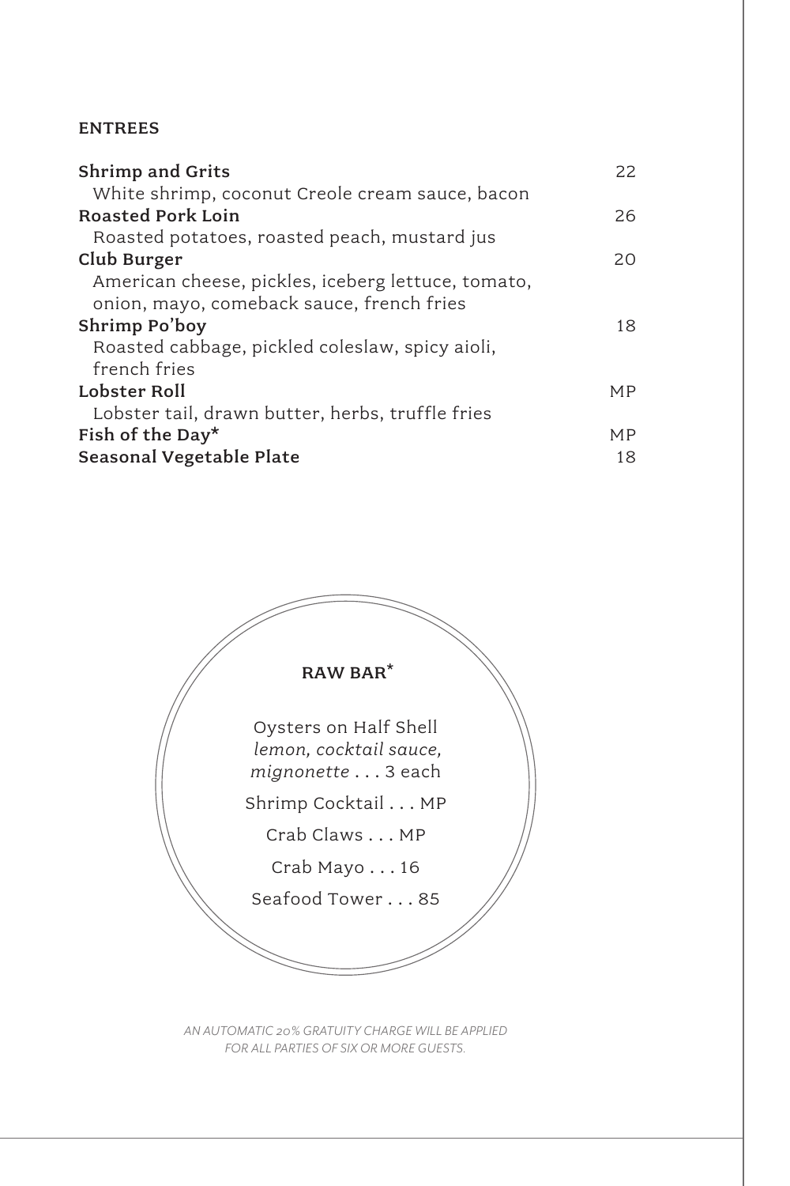## ENTREES

**Shrimp and Grits** 22
White shrimp, coconut Creole cream sauce, bacon

**Roasted Pork Loin** 26
Roasted potatoes, roasted peach, mustard jus

**Club Burger** 20
American cheese, pickles, iceberg lettuce, tomato, onion, mayo, comeback sauce, french fries

**Shrimp Po'boy** 18
Roasted cabbage, pickled coleslaw, spicy aioli, french fries

**Lobster Roll** MP
Lobster tail, drawn butter, herbs, truffle fries

**Fish of the Day*** MP

**Seasonal Vegetable Plate** 18

## RAW BAR*

Oysters on Half Shell
*lemon, cocktail sauce, mignonette* . . . 3 each

Shrimp Cocktail . . . MP

Crab Claws . . . MP

Crab Mayo . . . 16

Seafood Tower . . . 85

*AN AUTOMATIC 20% GRATUITY CHARGE WILL BE APPLIED FOR ALL PARTIES OF SIX OR MORE GUESTS.*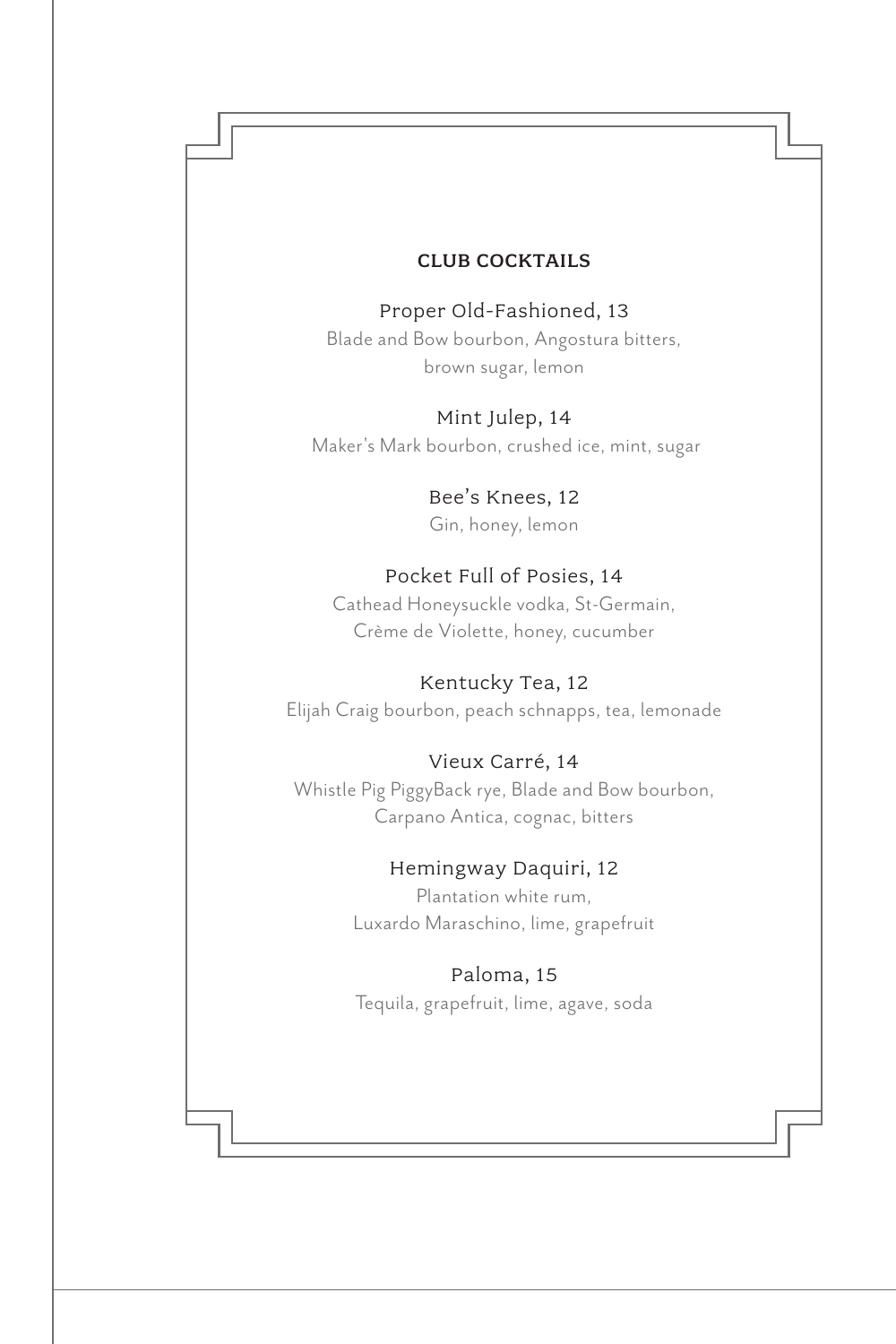## CLUB COCKTAILS

Proper Old-Fashioned, 13
Blade and Bow bourbon, Angostura bitters, brown sugar, lemon

Mint Julep, 14
Maker's Mark bourbon, crushed ice, mint, sugar

Bee's Knees, 12
Gin, honey, lemon

Pocket Full of Posies, 14
Cathead Honeysuckle vodka, St-Germain, Crème de Violette, honey, cucumber

Kentucky Tea, 12
Elijah Craig bourbon, peach schnapps, tea, lemonade

Vieux Carré, 14
Whistle Pig PiggyBack rye, Blade and Bow bourbon, Carpano Antica, cognac, bitters

Hemingway Daquiri, 12
Plantation white rum, Luxardo Maraschino, lime, grapefruit

Paloma, 15
Tequila, grapefruit, lime, agave, soda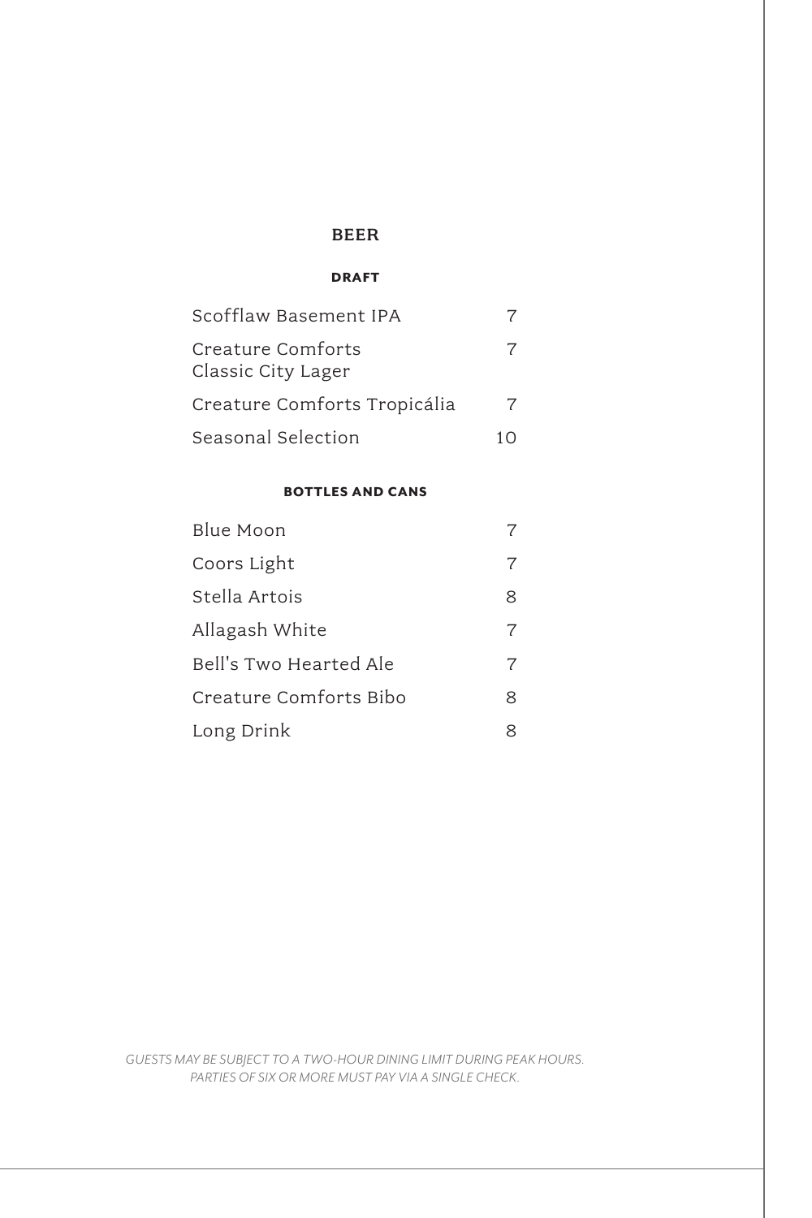# BEER

## DRAFT

| | |
|---|---|
| Scofflaw Basement IPA | 7 |
| Creature Comforts Classic City Lager | 7 |
| Creature Comforts Tropicália | 7 |
| Seasonal Selection | 10 |

## BOTTLES AND CANS

| | |
|---|---|
| Blue Moon | 7 |
| Coors Light | 7 |
| Stella Artois | 8 |
| Allagash White | 7 |
| Bell's Two Hearted Ale | 7 |
| Creature Comforts Bibo | 8 |
| Long Drink | 8 |

*GUESTS MAY BE SUBJECT TO A TWO-HOUR DINING LIMIT DURING PEAK HOURS.*
*PARTIES OF SIX OR MORE MUST PAY VIA A SINGLE CHECK.*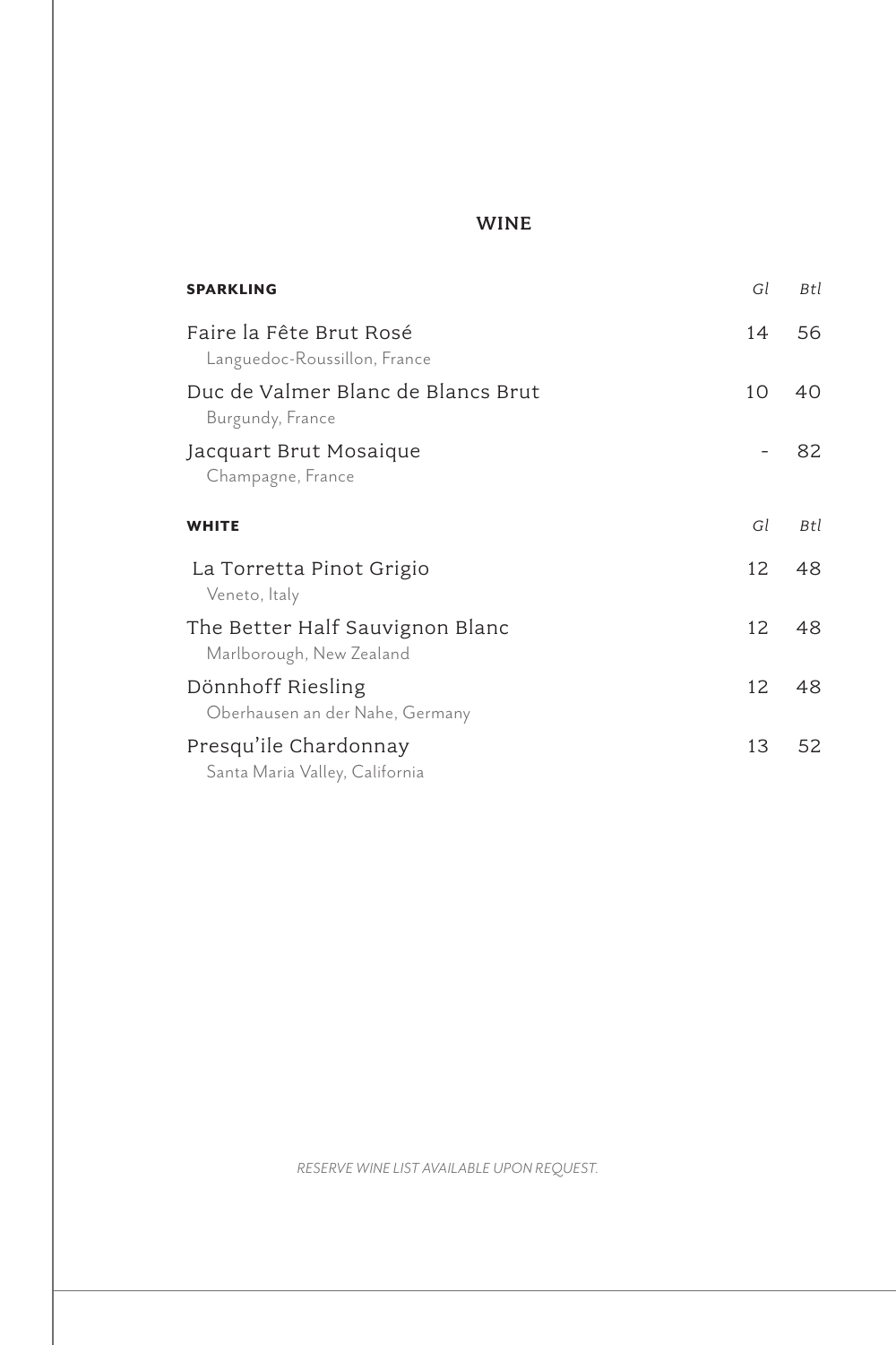# WINE

| SPARKLING | *Gl* | *Btl* |
|---|---|---|
| Faire la Fête Brut Rosé<br>Languedoc-Roussillon, France | 14 | 56 |
| Duc de Valmer Blanc de Blancs Brut<br>Burgundy, France | 10 | 40 |
| Jacquart Brut Mosaique<br>Champagne, France | - | 82 |

| WHITE | *Gl* | *Btl* |
|---|---|---|
| La Torretta Pinot Grigio<br>Veneto, Italy | 12 | 48 |
| The Better Half Sauvignon Blanc<br>Marlborough, New Zealand | 12 | 48 |
| Dönnhoff Riesling<br>Oberhausen an der Nahe, Germany | 12 | 48 |
| Presqu'ile Chardonnay<br>Santa Maria Valley, California | 13 | 52 |

*RESERVE WINE LIST AVAILABLE UPON REQUEST.*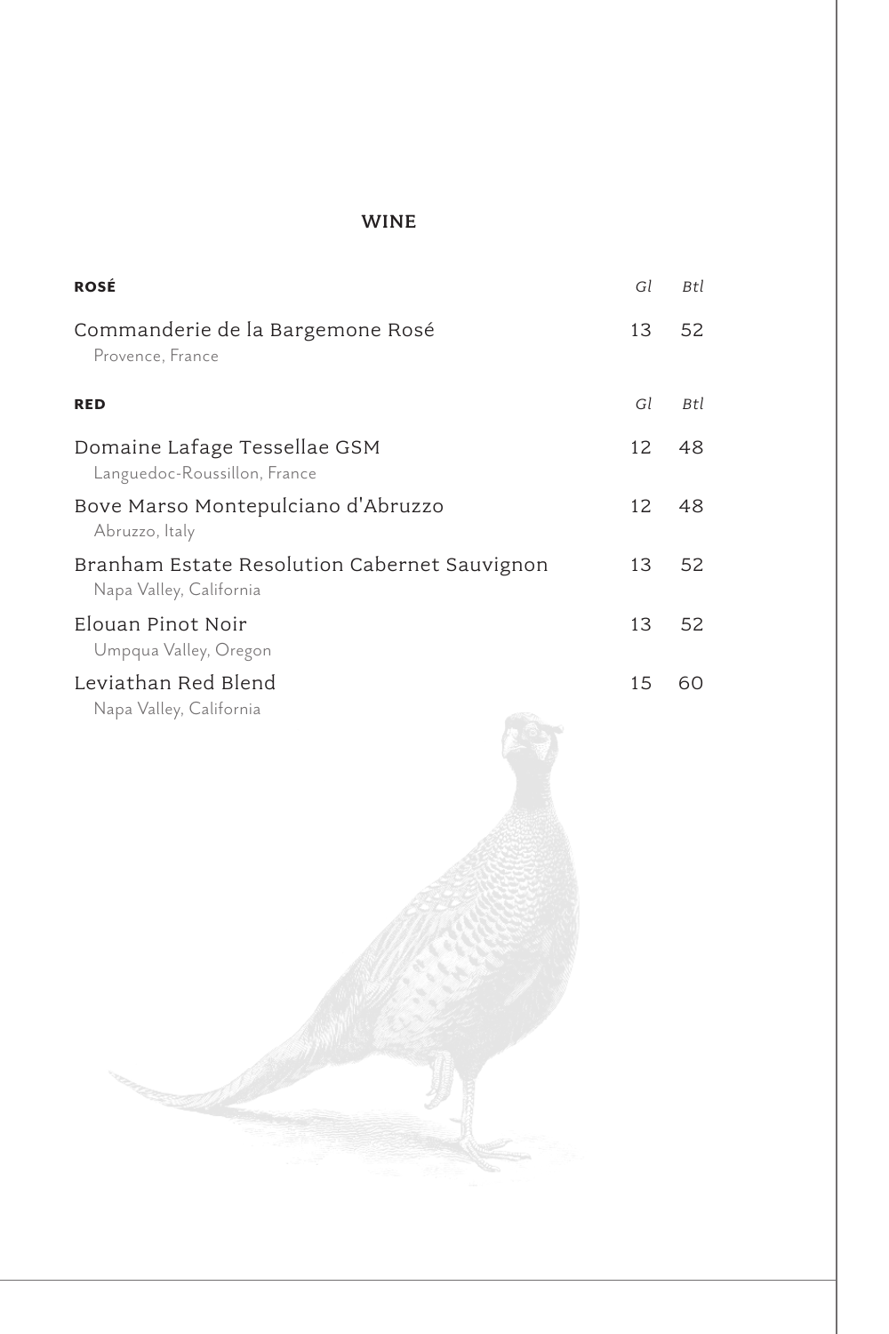# WINE

| **ROSÉ** | *Gl* | *Btl* |
| --- | --- | --- |
| Commanderie de la Bargemone Rosé<br>Provence, France | 13 | 52 |

| **RED** | *Gl* | *Btl* |
| --- | --- | --- |
| Domaine Lafage Tessellae GSM<br>Languedoc-Roussillon, France | 12 | 48 |
| Bove Marso Montepulciano d'Abruzzo<br>Abruzzo, Italy | 12 | 48 |
| Branham Estate Resolution Cabernet Sauvignon<br>Napa Valley, California | 13 | 52 |
| Elouan Pinot Noir<br>Umpqua Valley, Oregon | 13 | 52 |
| Leviathan Red Blend<br>Napa Valley, California | 15 | 60 |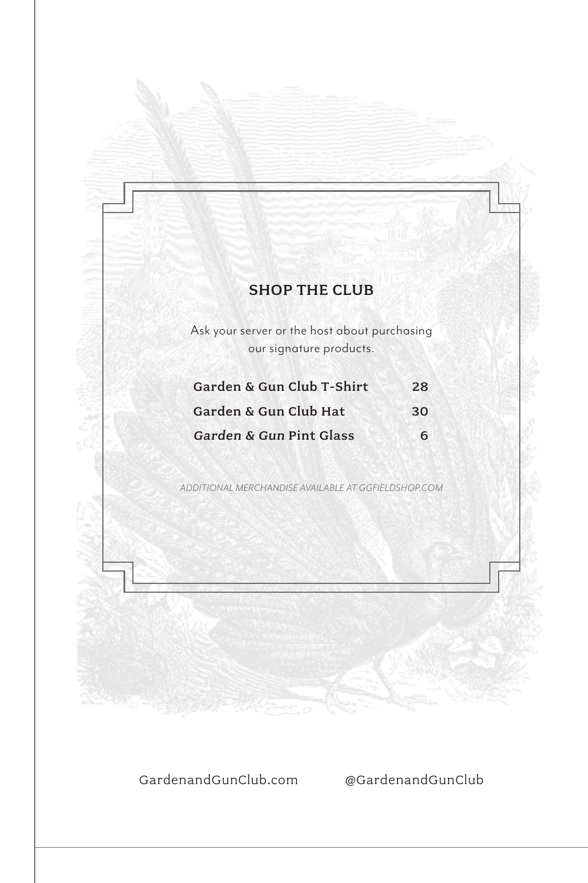## SHOP THE CLUB

Ask your server or the host about purchasing our signature products.

| | |
|---|---|
| **Garden & Gun Club T-Shirt** | **28** |
| **Garden & Gun Club Hat** | **30** |
| ***Garden & Gun* Pint Glass** | **6** |

*ADDITIONAL MERCHANDISE AVAILABLE AT GGFIELDSHOP.COM*

GardenandGunClub.com @GardenandGunClub